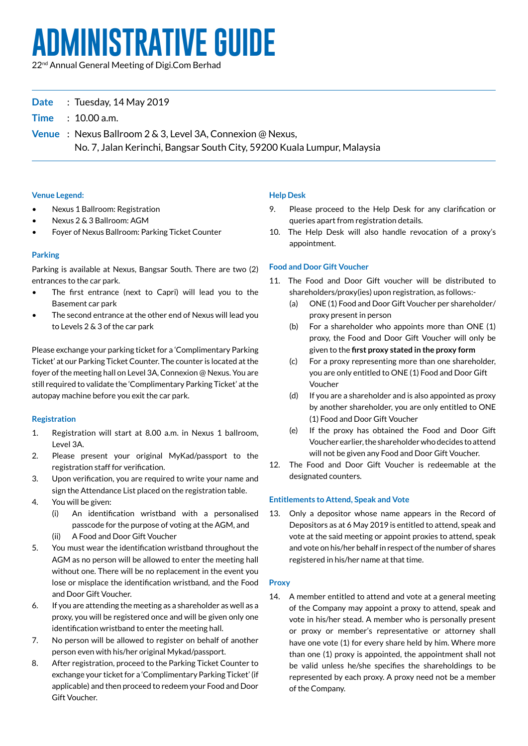# ADMINISTRATIVE GUIDE

22nd Annual General Meeting of Digi.Com Berhad

**Date** : Tuesday, 14 May 2019

**Time** : 10.00 a.m.

**Venue** : Nexus Ballroom 2 & 3, Level 3A, Connexion @ Nexus, No. 7, Jalan Kerinchi, Bangsar South City, 59200 Kuala Lumpur, Malaysia

### Venue Legend:

- Nexus 1 Ballroom: Registration
- Nexus 2 & 3 Ballroom: AGM
- Foyer of Nexus Ballroom: Parking Ticket Counter

### Parking

Parking is available at Nexus, Bangsar South. There are two (2) entrances to the car park.

- The first entrance (next to Capri) will lead you to the Basement car park
- The second entrance at the other end of Nexus will lead you to Levels 2 & 3 of the car park

Please exchange your parking ticket for a 'Complimentary Parking Ticket' at our Parking Ticket Counter. The counter is located at the foyer of the meeting hall on Level 3A, Connexion @ Nexus. You are still required to validate the 'Complimentary Parking Ticket' at the autopay machine before you exit the car park.

### Registration

1. Registration will start at 8.00 a.m. in Nexus 1 ballroom, Level 3A.
2. Please present your original MyKad/passport to the registration staff for verification.
3. Upon verification, you are required to write your name and sign the Attendance List placed on the registration table.
4. You will be given:
   (i) An identification wristband with a personalised passcode for the purpose of voting at the AGM, and
   (ii) A Food and Door Gift Voucher
5. You must wear the identification wristband throughout the AGM as no person will be allowed to enter the meeting hall without one. There will be no replacement in the event you lose or misplace the identification wristband, and the Food and Door Gift Voucher.
6. If you are attending the meeting as a shareholder as well as a proxy, you will be registered once and will be given only one identification wristband to enter the meeting hall.
7. No person will be allowed to register on behalf of another person even with his/her original Mykad/passport.
8. After registration, proceed to the Parking Ticket Counter to exchange your ticket for a 'Complimentary Parking Ticket' (if applicable) and then proceed to redeem your Food and Door Gift Voucher.

### Help Desk

9. Please proceed to the Help Desk for any clarification or queries apart from registration details.
10. The Help Desk will also handle revocation of a proxy's appointment.

### Food and Door Gift Voucher

11. The Food and Door Gift voucher will be distributed to shareholders/proxy(ies) upon registration, as follows:-
    (a) ONE (1) Food and Door Gift Voucher per shareholder/proxy present in person
    (b) For a shareholder who appoints more than ONE (1) proxy, the Food and Door Gift Voucher will only be given to the **first proxy stated in the proxy form**
    (c) For a proxy representing more than one shareholder, you are only entitled to ONE (1) Food and Door Gift Voucher
    (d) If you are a shareholder and is also appointed as proxy by another shareholder, you are only entitled to ONE (1) Food and Door Gift Voucher
    (e) If the proxy has obtained the Food and Door Gift Voucher earlier, the shareholder who decides to attend will not be given any Food and Door Gift Voucher.
12. The Food and Door Gift Voucher is redeemable at the designated counters.

### Entitlements to Attend, Speak and Vote

13. Only a depositor whose name appears in the Record of Depositors as at 6 May 2019 is entitled to attend, speak and vote at the said meeting or appoint proxies to attend, speak and vote on his/her behalf in respect of the number of shares registered in his/her name at that time.

### Proxy

14. A member entitled to attend and vote at a general meeting of the Company may appoint a proxy to attend, speak and vote in his/her stead. A member who is personally present or proxy or member's representative or attorney shall have one vote (1) for every share held by him. Where more than one (1) proxy is appointed, the appointment shall not be valid unless he/she specifies the shareholdings to be represented by each proxy. A proxy need not be a member of the Company.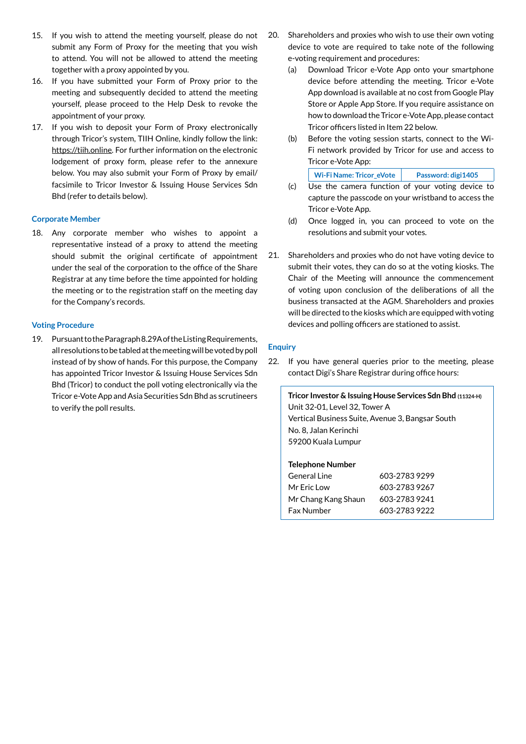15. If you wish to attend the meeting yourself, please do not submit any Form of Proxy for the meeting that you wish to attend. You will not be allowed to attend the meeting together with a proxy appointed by you.
16. If you have submitted your Form of Proxy prior to the meeting and subsequently decided to attend the meeting yourself, please proceed to the Help Desk to revoke the appointment of your proxy.
17. If you wish to deposit your Form of Proxy electronically through Tricor's system, TIIH Online, kindly follow the link: https://tiih.online. For further information on the electronic lodgement of proxy form, please refer to the annexure below. You may also submit your Form of Proxy by email/ facsimile to Tricor Investor & Issuing House Services Sdn Bhd (refer to details below).

## Corporate Member

18. Any corporate member who wishes to appoint a representative instead of a proxy to attend the meeting should submit the original certificate of appointment under the seal of the corporation to the office of the Share Registrar at any time before the time appointed for holding the meeting or to the registration staff on the meeting day for the Company's records.

## Voting Procedure

19. Pursuant to the Paragraph 8.29A of the Listing Requirements, all resolutions to be tabled at the meeting will be voted by poll instead of by show of hands. For this purpose, the Company has appointed Tricor Investor & Issuing House Services Sdn Bhd (Tricor) to conduct the poll voting electronically via the Tricor e-Vote App and Asia Securities Sdn Bhd as scrutineers to verify the poll results.
20. Shareholders and proxies who wish to use their own voting device to vote are required to take note of the following e-voting requirement and procedures:
    (a) Download Tricor e-Vote App onto your smartphone device before attending the meeting. Tricor e-Vote App download is available at no cost from Google Play Store or Apple App Store. If you require assistance on how to download the Tricor e-Vote App, please contact Tricor officers listed in Item 22 below.
    (b) Before the voting session starts, connect to the Wi-Fi network provided by Tricor for use and access to Tricor e-Vote App:

    | Wi-Fi Name: Tricor_eVote | Password: digi1405 |
    |---|---|

    (c) Use the camera function of your voting device to capture the passcode on your wristband to access the Tricor e-Vote App.
    (d) Once logged in, you can proceed to vote on the resolutions and submit your votes.
21. Shareholders and proxies who do not have voting device to submit their votes, they can do so at the voting kiosks. The Chair of the Meeting will announce the commencement of voting upon conclusion of the deliberations of all the business transacted at the AGM. Shareholders and proxies will be directed to the kiosks which are equipped with voting devices and polling officers are stationed to assist.

## Enquiry

22. If you have general queries prior to the meeting, please contact Digi's Share Registrar during office hours:

**Tricor Investor & Issuing House Services Sdn Bhd** (11324-H)
Unit 32-01, Level 32, Tower A
Vertical Business Suite, Avenue 3, Bangsar South
No. 8, Jalan Kerinchi
59200 Kuala Lumpur

**Telephone Number**

| | |
|---|---|
| General Line | 603-2783 9299 |
| Mr Eric Low | 603-2783 9267 |
| Mr Chang Kang Shaun | 603-2783 9241 |
| Fax Number | 603-2783 9222 |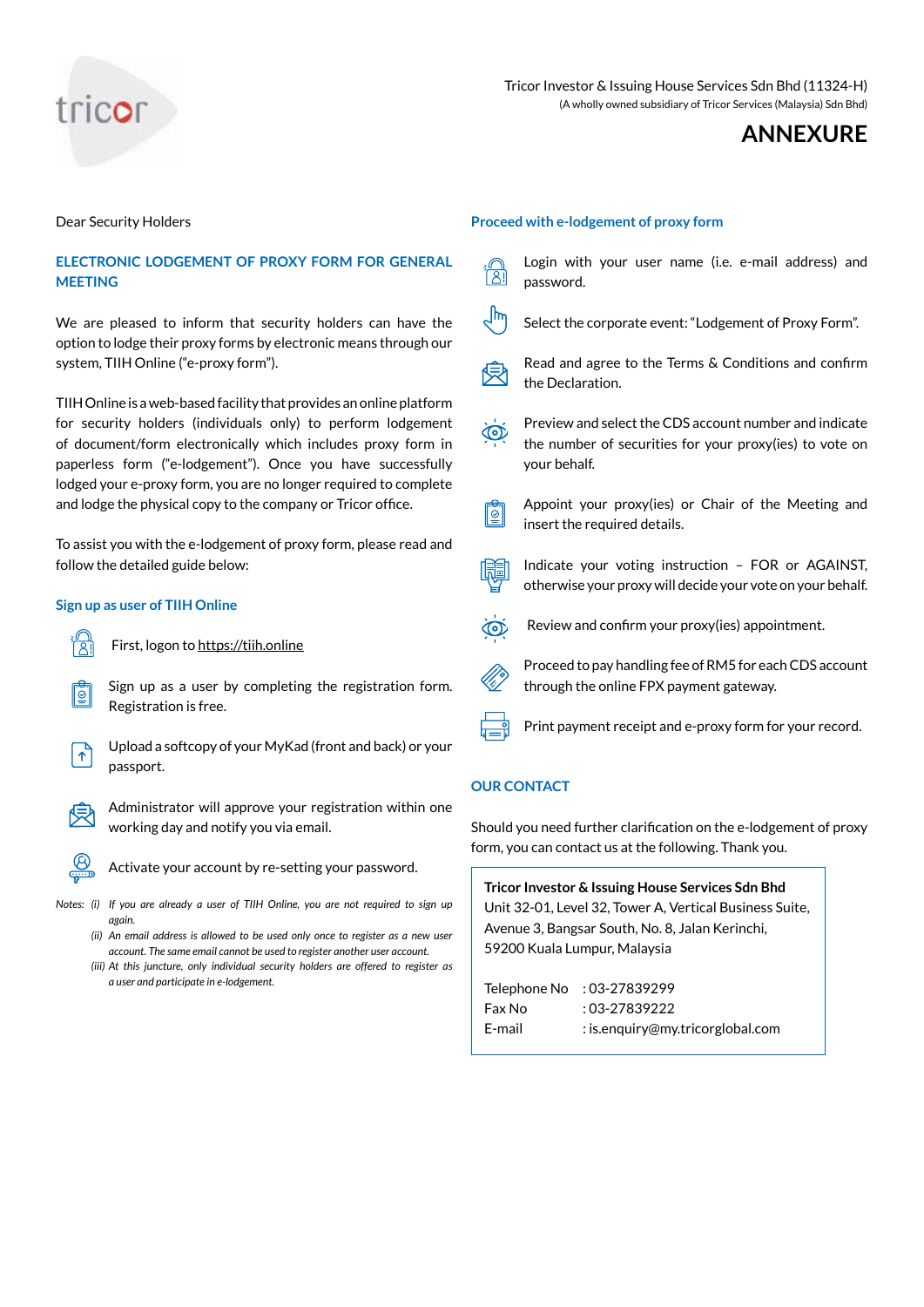Tricor Investor & Issuing House Services Sdn Bhd (11324-H)
(A wholly owned subsidiary of Tricor Services (Malaysia) Sdn Bhd)

# ANNEXURE

Dear Security Holders

## ELECTRONIC LODGEMENT OF PROXY FORM FOR GENERAL MEETING

We are pleased to inform that security holders can have the option to lodge their proxy forms by electronic means through our system, TIIH Online ("e-proxy form").

TIIH Online is a web-based facility that provides an online platform for security holders (individuals only) to perform lodgement of document/form electronically which includes proxy form in paperless form ("e-lodgement"). Once you have successfully lodged your e-proxy form, you are no longer required to complete and lodge the physical copy to the company or Tricor office.

To assist you with the e-lodgement of proxy form, please read and follow the detailed guide below:

### Sign up as user of TIIH Online

- First, logon to https://tiih.online
- Sign up as a user by completing the registration form. Registration is free.
- Upload a softcopy of your MyKad (front and back) or your passport.
- Administrator will approve your registration within one working day and notify you via email.
- Activate your account by re-setting your password.

*Notes: (i) If you are already a user of TIIH Online, you are not required to sign up again.*
*(ii) An email address is allowed to be used only once to register as a new user account. The same email cannot be used to register another user account.*
*(iii) At this juncture, only individual security holders are offered to register as a user and participate in e-lodgement.*

### Proceed with e-lodgement of proxy form

- Login with your user name (i.e. e-mail address) and password.
- Select the corporate event: "Lodgement of Proxy Form".
- Read and agree to the Terms & Conditions and confirm the Declaration.
- Preview and select the CDS account number and indicate the number of securities for your proxy(ies) to vote on your behalf.
- Appoint your proxy(ies) or Chair of the Meeting and insert the required details.
- Indicate your voting instruction – FOR or AGAINST, otherwise your proxy will decide your vote on your behalf.
- Review and confirm your proxy(ies) appointment.
- Proceed to pay handling fee of RM5 for each CDS account through the online FPX payment gateway.
- Print payment receipt and e-proxy form for your record.

## OUR CONTACT

Should you need further clarification on the e-lodgement of proxy form, you can contact us at the following. Thank you.

**Tricor Investor & Issuing House Services Sdn Bhd**
Unit 32-01, Level 32, Tower A, Vertical Business Suite,
Avenue 3, Bangsar South, No. 8, Jalan Kerinchi,
59200 Kuala Lumpur, Malaysia

Telephone No : 03-27839299
Fax No : 03-27839222
E-mail : is.enquiry@my.tricorglobal.com